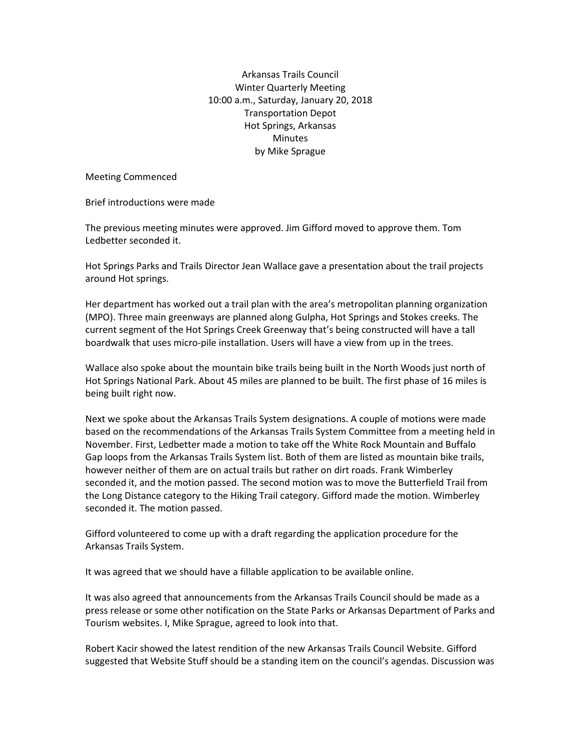# Arkansas Trails Council
## Winter Quarterly Meeting
10:00 a.m., Saturday, January 20, 2018
Transportation Depot
Hot Springs, Arkansas
Minutes
by Mike Sprague

Meeting Commenced

Brief introductions were made

The previous meeting minutes were approved. Jim Gifford moved to approve them. Tom Ledbetter seconded it.

Hot Springs Parks and Trails Director Jean Wallace gave a presentation about the trail projects around Hot springs.

Her department has worked out a trail plan with the area's metropolitan planning organization (MPO). Three main greenways are planned along Gulpha, Hot Springs and Stokes creeks. The current segment of the Hot Springs Creek Greenway that's being constructed will have a tall boardwalk that uses micro-pile installation. Users will have a view from up in the trees.

Wallace also spoke about the mountain bike trails being built in the North Woods just north of Hot Springs National Park. About 45 miles are planned to be built. The first phase of 16 miles is being built right now.

Next we spoke about the Arkansas Trails System designations. A couple of motions were made based on the recommendations of the Arkansas Trails System Committee from a meeting held in November. First, Ledbetter made a motion to take off the White Rock Mountain and Buffalo Gap loops from the Arkansas Trails System list. Both of them are listed as mountain bike trails, however neither of them are on actual trails but rather on dirt roads. Frank Wimberley seconded it, and the motion passed. The second motion was to move the Butterfield Trail from the Long Distance category to the Hiking Trail category. Gifford made the motion. Wimberley seconded it. The motion passed.

Gifford volunteered to come up with a draft regarding the application procedure for the Arkansas Trails System.

It was agreed that we should have a fillable application to be available online.

It was also agreed that announcements from the Arkansas Trails Council should be made as a press release or some other notification on the State Parks or Arkansas Department of Parks and Tourism websites. I, Mike Sprague, agreed to look into that.

Robert Kacir showed the latest rendition of the new Arkansas Trails Council Website. Gifford suggested that Website Stuff should be a standing item on the council's agendas. Discussion was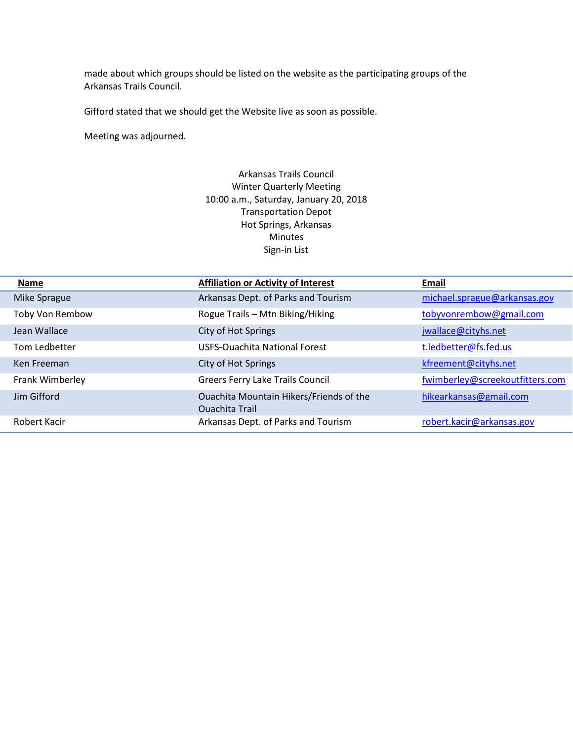made about which groups should be listed on the website as the participating groups of the Arkansas Trails Council.

Gifford stated that we should get the Website live as soon as possible.

Meeting was adjourned.

Arkansas Trails Council
Winter Quarterly Meeting
10:00 a.m., Saturday, January 20, 2018
Transportation Depot
Hot Springs, Arkansas
Minutes
Sign-in List

| Name | Affiliation or Activity of Interest | Email |
|---|---|---|
| Mike Sprague | Arkansas Dept. of Parks and Tourism | michael.sprague@arkansas.gov |
| Toby Von Rembow | Rogue Trails – Mtn Biking/Hiking | tobyvonrembow@gmail.com |
| Jean Wallace | City of Hot Springs | jwallace@cityhs.net |
| Tom Ledbetter | USFS-Ouachita National Forest | t.ledbetter@fs.fed.us |
| Ken Freeman | City of Hot Springs | kfreement@cityhs.net |
| Frank Wimberley | Greers Ferry Lake Trails Council | fwimberley@screekoutfitters.com |
| Jim Gifford | Ouachita Mountain Hikers/Friends of the Ouachita Trail | hikearkansas@gmail.com |
| Robert Kacir | Arkansas Dept. of Parks and Tourism | robert.kacir@arkansas.gov |